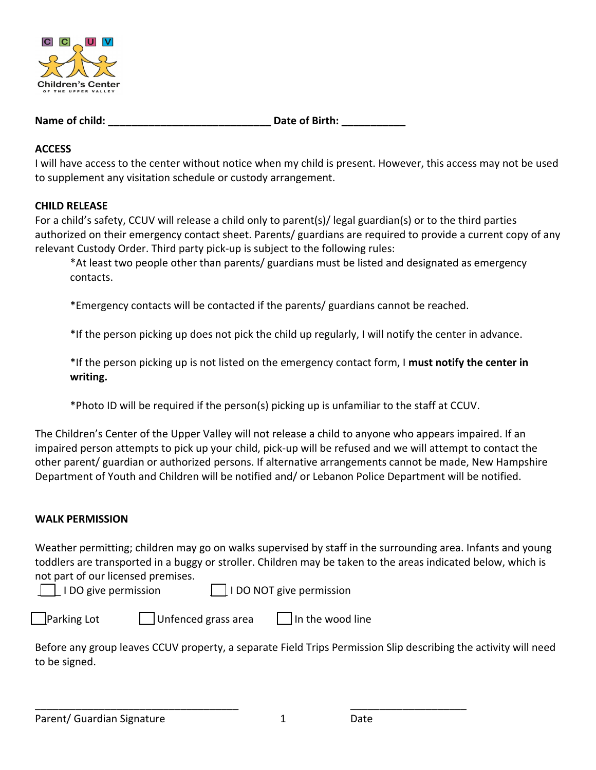Children's Center of the Upper Valley

**Name of child:** ____________________________ **Date of Birth:** ___________

**ACCESS**

I will have access to the center without notice when my child is present. However, this access may not be used to supplement any visitation schedule or custody arrangement.

**CHILD RELEASE**

For a child's safety, CCUV will release a child only to parent(s)/ legal guardian(s) or to the third parties authorized on their emergency contact sheet. Parents/ guardians are required to provide a current copy of any relevant Custody Order. Third party pick-up is subject to the following rules:

*At least two people other than parents/ guardians must be listed and designated as emergency contacts.

*Emergency contacts will be contacted if the parents/ guardians cannot be reached.

*If the person picking up does not pick the child up regularly, I will notify the center in advance.

*If the person picking up is not listed on the emergency contact form, I **must notify the center in writing.**

*Photo ID will be required if the person(s) picking up is unfamiliar to the staff at CCUV.

The Children's Center of the Upper Valley will not release a child to anyone who appears impaired. If an impaired person attempts to pick up your child, pick-up will be refused and we will attempt to contact the other parent/ guardian or authorized persons. If alternative arrangements cannot be made, New Hampshire Department of Youth and Children will be notified and/ or Lebanon Police Department will be notified.

**WALK PERMISSION**

Weather permitting; children may go on walks supervised by staff in the surrounding area. Infants and young toddlers are transported in a buggy or stroller. Children may be taken to the areas indicated below, which is not part of our licensed premises.

☐ I DO give permission ☐ I DO NOT give permission

☐ Parking Lot ☐ Unfenced grass area ☐ In the wood line

Before any group leaves CCUV property, a separate Field Trips Permission Slip describing the activity will need to be signed.

____________________________________ ____________________

Parent/ Guardian Signature Date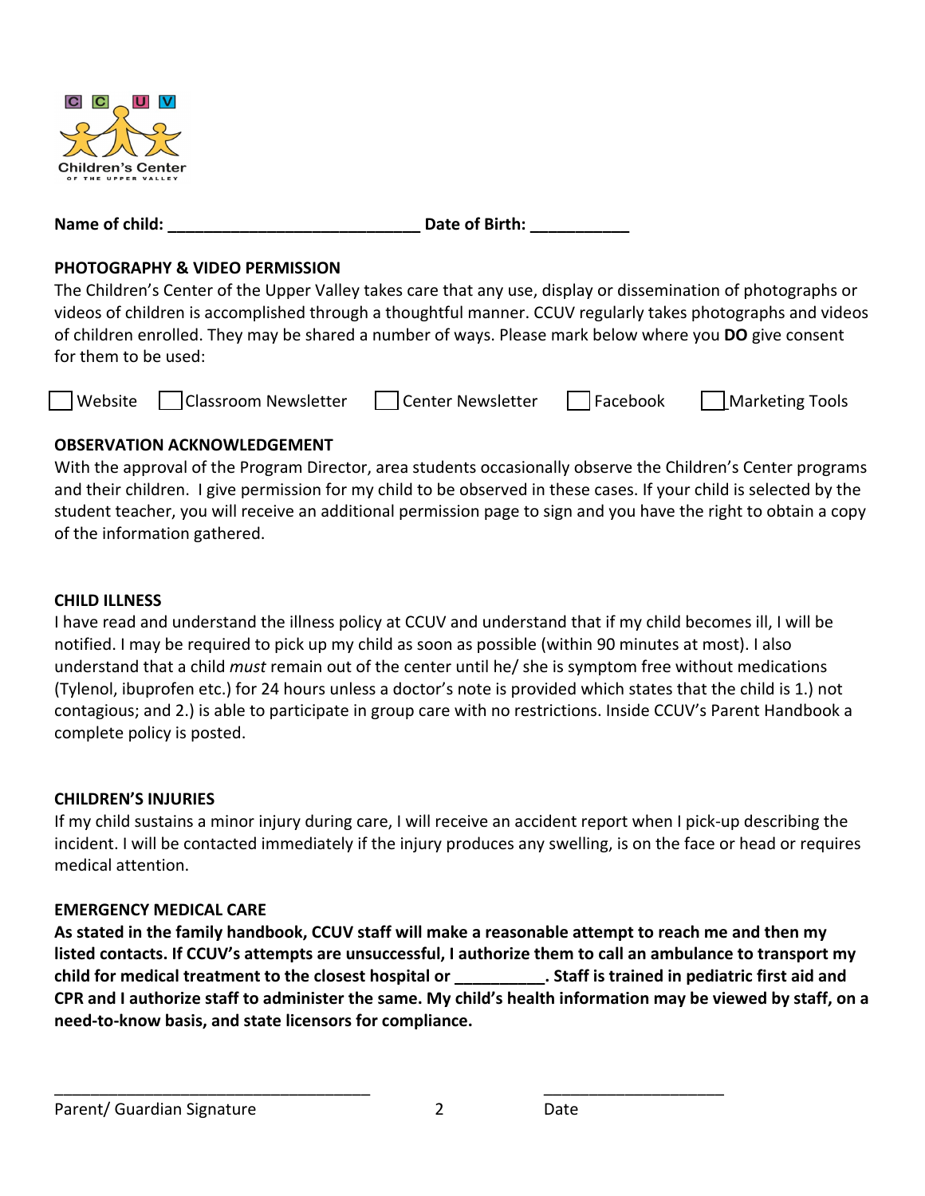Name of child: ___________________________ Date of Birth: ___________

**PHOTOGRAPHY & VIDEO PERMISSION**

The Children's Center of the Upper Valley takes care that any use, display or dissemination of photographs or videos of children is accomplished through a thoughtful manner. CCUV regularly takes photographs and videos of children enrolled. They may be shared a number of ways. Please mark below where you **DO** give consent for them to be used:

☐ Website ☐ Classroom Newsletter ☐ Center Newsletter ☐ Facebook ☐ Marketing Tools

**OBSERVATION ACKNOWLEDGEMENT**

With the approval of the Program Director, area students occasionally observe the Children's Center programs and their children. I give permission for my child to be observed in these cases. If your child is selected by the student teacher, you will receive an additional permission page to sign and you have the right to obtain a copy of the information gathered.

**CHILD ILLNESS**

I have read and understand the illness policy at CCUV and understand that if my child becomes ill, I will be notified. I may be required to pick up my child as soon as possible (within 90 minutes at most). I also understand that a child *must* remain out of the center until he/ she is symptom free without medications (Tylenol, ibuprofen etc.) for 24 hours unless a doctor's note is provided which states that the child is 1.) not contagious; and 2.) is able to participate in group care with no restrictions. Inside CCUV's Parent Handbook a complete policy is posted.

**CHILDREN'S INJURIES**

If my child sustains a minor injury during care, I will receive an accident report when I pick-up describing the incident. I will be contacted immediately if the injury produces any swelling, is on the face or head or requires medical attention.

**EMERGENCY MEDICAL CARE**

**As stated in the family handbook, CCUV staff will make a reasonable attempt to reach me and then my listed contacts. If CCUV's attempts are unsuccessful, I authorize them to call an ambulance to transport my child for medical treatment to the closest hospital or __________. Staff is trained in pediatric first aid and CPR and I authorize staff to administer the same. My child's health information may be viewed by staff, on a need-to-know basis, and state licensors for compliance.**

___________________________________ ____________________

Parent/ Guardian Signature Date